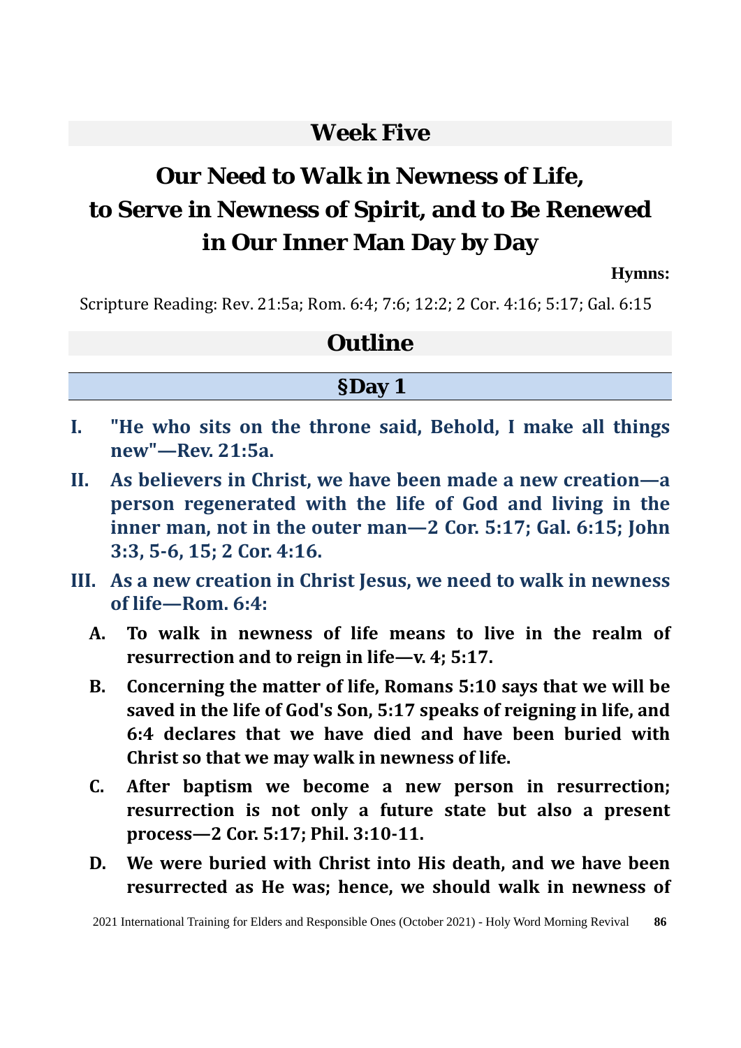## Week Five

# Our Need to Walk in Newness of Life, to Serve in Newness of Spirit, and to Be Renewed in Our Inner Man Day by Day

**Hymns:**

Scripture Reading: Rev. 21:5a; Rom. 6:4; 7:6; 12:2; 2 Cor. 4:16; 5:17; Gal. 6:15

## Outline

### §Day 1

**I. "He who sits on the throne said, Behold, I make all things new"—Rev. 21:5a.**

**II. As believers in Christ, we have been made a new creation—a person regenerated with the life of God and living in the inner man, not in the outer man—2 Cor. 5:17; Gal. 6:15; John 3:3, 5-6, 15; 2 Cor. 4:16.**

**III. As a new creation in Christ Jesus, we need to walk in newness of life—Rom. 6:4:**

- **A. To walk in newness of life means to live in the realm of resurrection and to reign in life—v. 4; 5:17.**
- **B. Concerning the matter of life, Romans 5:10 says that we will be saved in the life of God's Son, 5:17 speaks of reigning in life, and 6:4 declares that we have died and have been buried with Christ so that we may walk in newness of life.**
- **C. After baptism we become a new person in resurrection; resurrection is not only a future state but also a present process—2 Cor. 5:17; Phil. 3:10-11.**
- **D. We were buried with Christ into His death, and we have been resurrected as He was; hence, we should walk in newness of**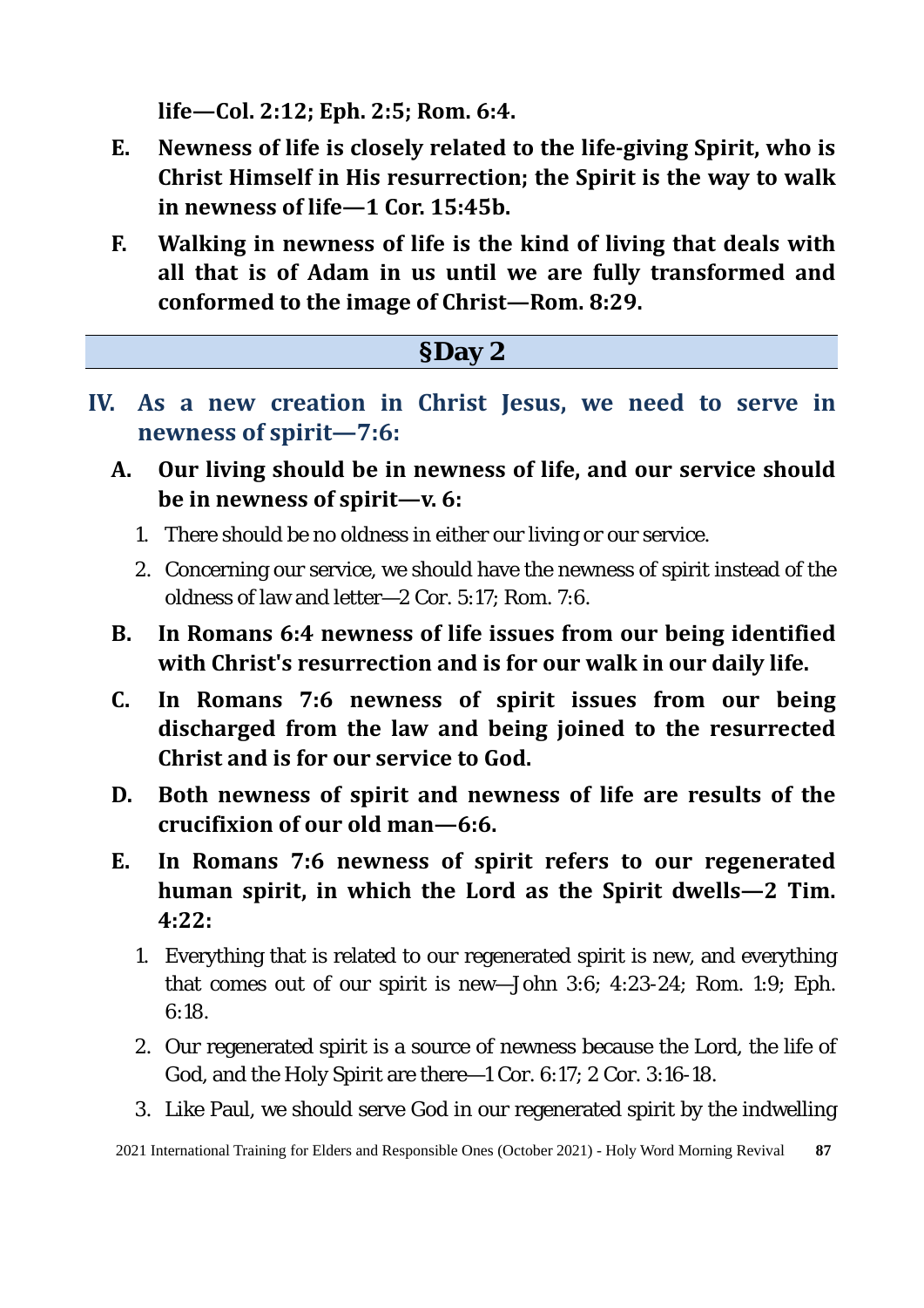**life—Col. 2:12; Eph. 2:5; Rom. 6:4.**

- **E. Newness of life is closely related to the life-giving Spirit, who is Christ Himself in His resurrection; the Spirit is the way to walk in newness of life—1 Cor. 15:45b.**
- **F. Walking in newness of life is the kind of living that deals with all that is of Adam in us until we are fully transformed and conformed to the image of Christ—Rom. 8:29.**

## §Day 2

### IV. As a new creation in Christ Jesus, we need to serve in newness of spirit—7:6:

- **A. Our living should be in newness of life, and our service should be in newness of spirit—v. 6:**
  1. There should be no oldness in either our living or our service.
  2. Concerning our service, we should have the newness of spirit instead of the oldness of law and letter—2 Cor. 5:17; Rom. 7:6.
- **B. In Romans 6:4 newness of life issues from our being identified with Christ's resurrection and is for our walk in our daily life.**
- **C. In Romans 7:6 newness of spirit issues from our being discharged from the law and being joined to the resurrected Christ and is for our service to God.**
- **D. Both newness of spirit and newness of life are results of the crucifixion of our old man—6:6.**
- **E. In Romans 7:6 newness of spirit refers to our regenerated human spirit, in which the Lord as the Spirit dwells—2 Tim. 4:22:**
  1. Everything that is related to our regenerated spirit is new, and everything that comes out of our spirit is new—John 3:6; 4:23-24; Rom. 1:9; Eph. 6:18.
  2. Our regenerated spirit is a source of newness because the Lord, the life of God, and the Holy Spirit are there—1 Cor. 6:17; 2 Cor. 3:16-18.
  3. Like Paul, we should serve God in our regenerated spirit by the indwelling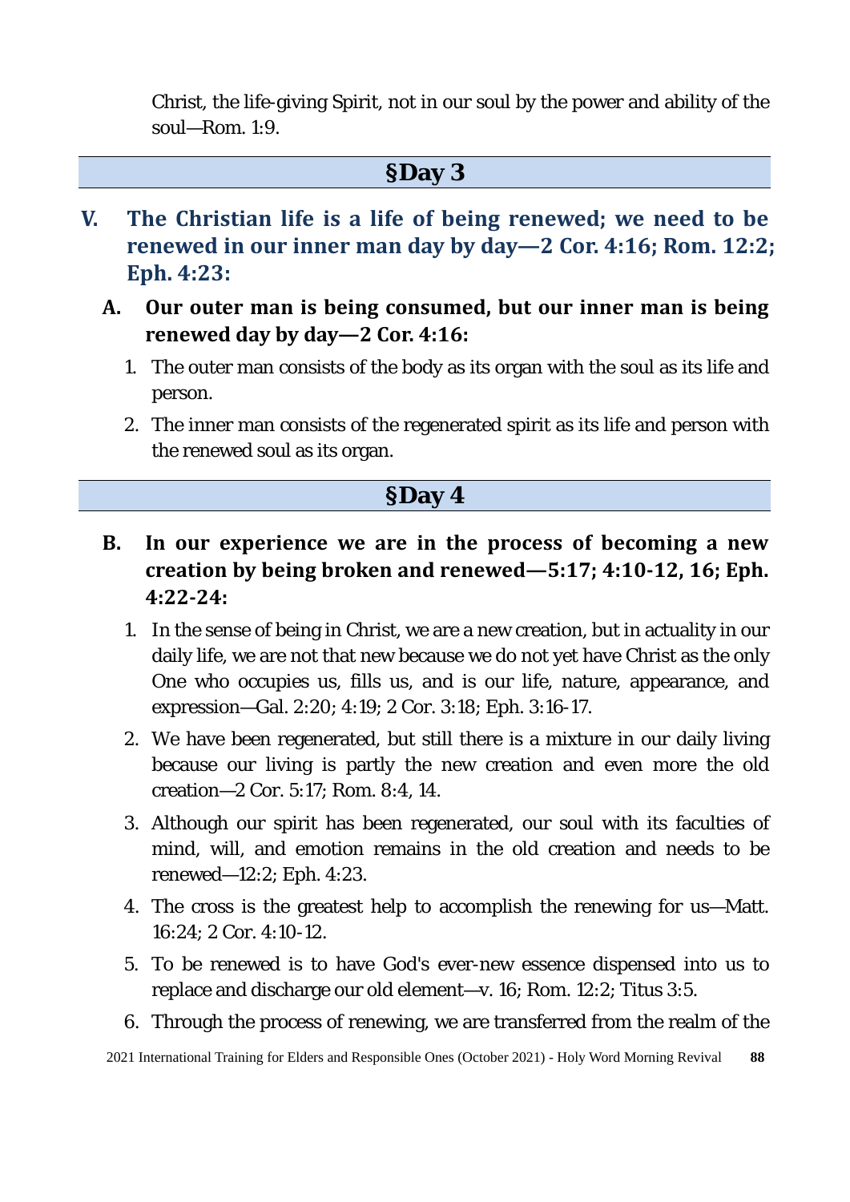Christ, the life-giving Spirit, not in our soul by the power and ability of the soul—Rom. 1:9.

## §Day 3

### V. The Christian life is a life of being renewed; we need to be renewed in our inner man day by day—2 Cor. 4:16; Rom. 12:2; Eph. 4:23:

#### A. Our outer man is being consumed, but our inner man is being renewed day by day—2 Cor. 4:16:

1. The outer man consists of the body as its organ with the soul as its life and person.
2. The inner man consists of the regenerated spirit as its life and person with the renewed soul as its organ.

## §Day 4

#### B. In our experience we are in the process of becoming a new creation by being broken and renewed—5:17; 4:10-12, 16; Eph. 4:22-24:

1. In the sense of being in Christ, we are a new creation, but in actuality in our daily life, we are not that new because we do not yet have Christ as the only One who occupies us, fills us, and is our life, nature, appearance, and expression—Gal. 2:20; 4:19; 2 Cor. 3:18; Eph. 3:16-17.
2. We have been regenerated, but still there is a mixture in our daily living because our living is partly the new creation and even more the old creation—2 Cor. 5:17; Rom. 8:4, 14.
3. Although our spirit has been regenerated, our soul with its faculties of mind, will, and emotion remains in the old creation and needs to be renewed—12:2; Eph. 4:23.
4. The cross is the greatest help to accomplish the renewing for us—Matt. 16:24; 2 Cor. 4:10-12.
5. To be renewed is to have God's ever-new essence dispensed into us to replace and discharge our old element—v. 16; Rom. 12:2; Titus 3:5.
6. Through the process of renewing, we are transferred from the realm of the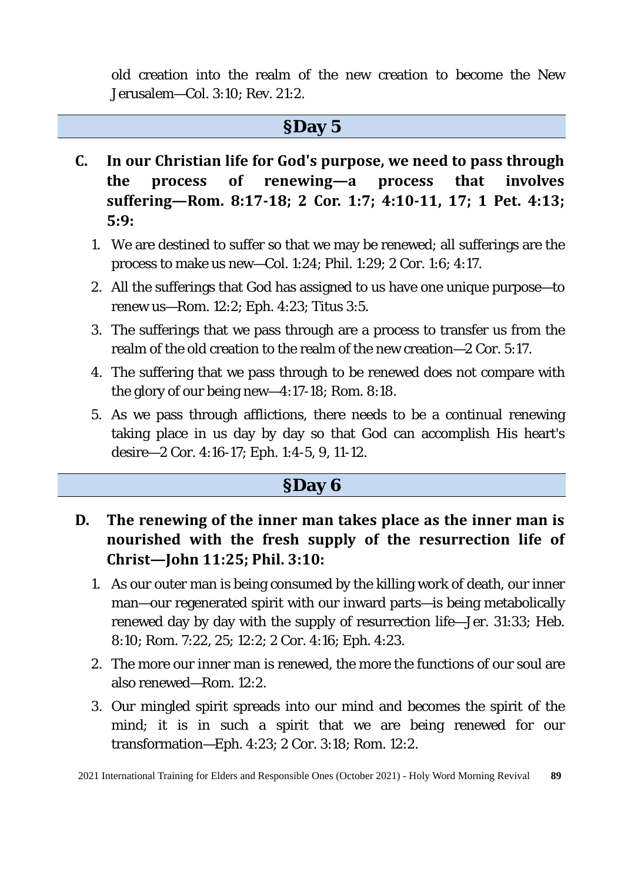old creation into the realm of the new creation to become the New Jerusalem—Col. 3:10; Rev. 21:2.

## §Day 5

**C. In our Christian life for God's purpose, we need to pass through the process of renewing—a process that involves suffering—Rom. 8:17-18; 2 Cor. 1:7; 4:10-11, 17; 1 Pet. 4:13; 5:9:**

1. We are destined to suffer so that we may be renewed; all sufferings are the process to make us new—Col. 1:24; Phil. 1:29; 2 Cor. 1:6; 4:17.
2. All the sufferings that God has assigned to us have one unique purpose—to renew us—Rom. 12:2; Eph. 4:23; Titus 3:5.
3. The sufferings that we pass through are a process to transfer us from the realm of the old creation to the realm of the new creation—2 Cor. 5:17.
4. The suffering that we pass through to be renewed does not compare with the glory of our being new—4:17-18; Rom. 8:18.
5. As we pass through afflictions, there needs to be a continual renewing taking place in us day by day so that God can accomplish His heart's desire—2 Cor. 4:16-17; Eph. 1:4-5, 9, 11-12.

## §Day 6

**D. The renewing of the inner man takes place as the inner man is nourished with the fresh supply of the resurrection life of Christ—John 11:25; Phil. 3:10:**

1. As our outer man is being consumed by the killing work of death, our inner man—our regenerated spirit with our inward parts—is being metabolically renewed day by day with the supply of resurrection life—Jer. 31:33; Heb. 8:10; Rom. 7:22, 25; 12:2; 2 Cor. 4:16; Eph. 4:23.
2. The more our inner man is renewed, the more the functions of our soul are also renewed—Rom. 12:2.
3. Our mingled spirit spreads into our mind and becomes the spirit of the mind; it is in such a spirit that we are being renewed for our transformation—Eph. 4:23; 2 Cor. 3:18; Rom. 12:2.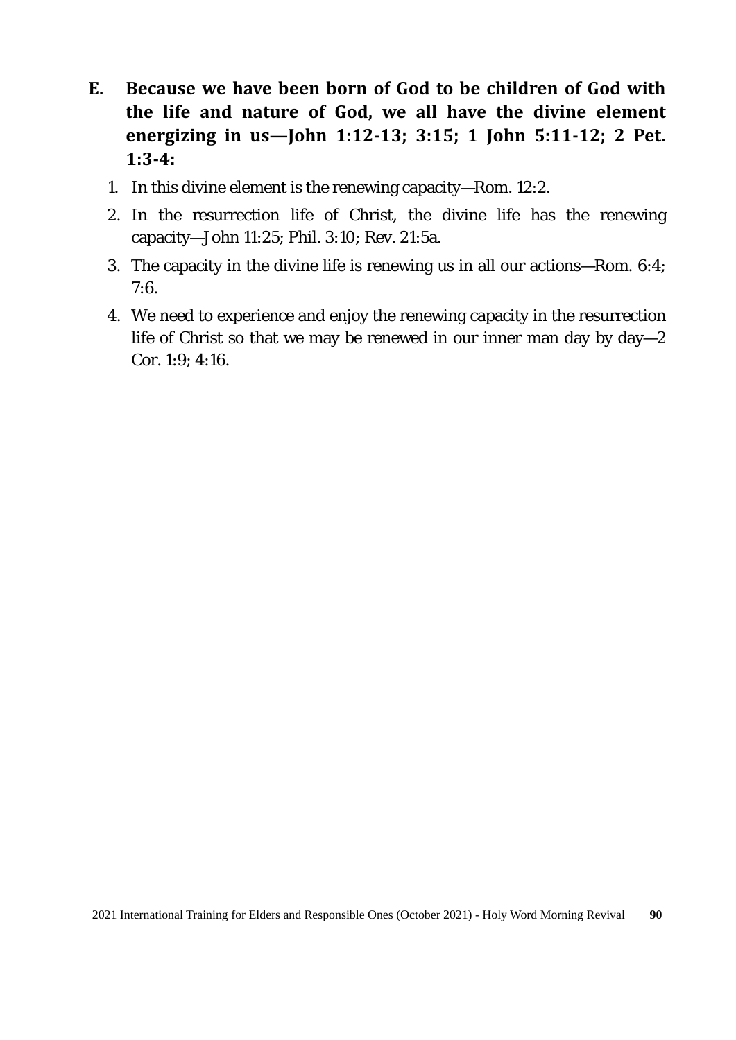**E. Because we have been born of God to be children of God with the life and nature of God, we all have the divine element energizing in us—John 1:12-13; 3:15; 1 John 5:11-12; 2 Pet. 1:3-4:**

1. In this divine element is the renewing capacity—Rom. 12:2.
2. In the resurrection life of Christ, the divine life has the renewing capacity—John 11:25; Phil. 3:10; Rev. 21:5a.
3. The capacity in the divine life is renewing us in all our actions—Rom. 6:4; 7:6.
4. We need to experience and enjoy the renewing capacity in the resurrection life of Christ so that we may be renewed in our inner man day by day—2 Cor. 1:9; 4:16.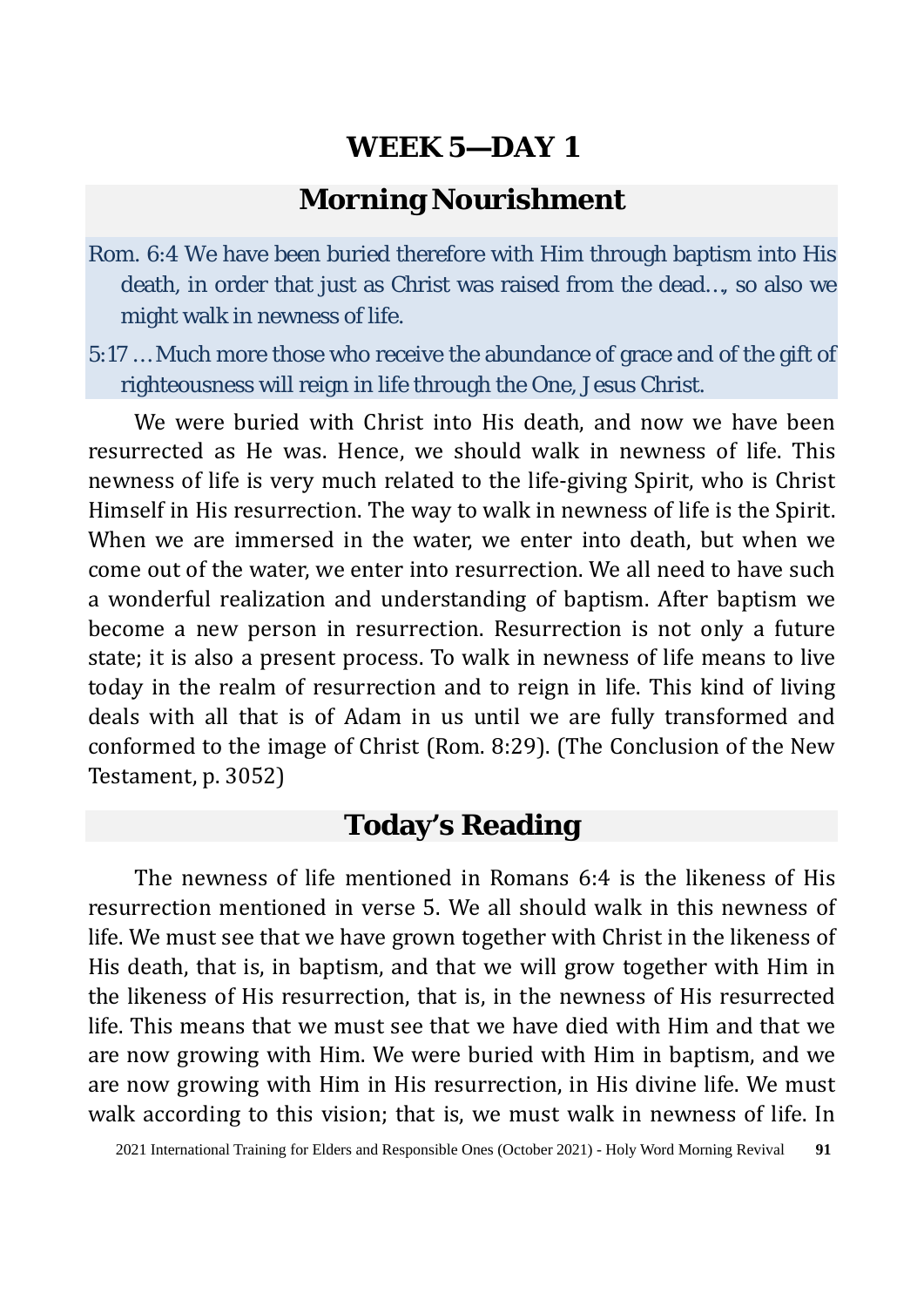# WEEK 5—DAY 1

## Morning Nourishment

Rom. 6:4 We have been buried therefore with Him through baptism into His death, in order that just as Christ was raised from the dead…, so also we might walk in newness of life.

5:17 …Much more those who receive the abundance of grace and of the gift of righteousness will reign in life through the One, Jesus Christ.

We were buried with Christ into His death, and now we have been resurrected as He was. Hence, we should walk in newness of life. This newness of life is very much related to the life-giving Spirit, who is Christ Himself in His resurrection. The way to walk in newness of life is the Spirit. When we are immersed in the water, we enter into death, but when we come out of the water, we enter into resurrection. We all need to have such a wonderful realization and understanding of baptism. After baptism we become a new person in resurrection. Resurrection is not only a future state; it is also a present process. To walk in newness of life means to live today in the realm of resurrection and to reign in life. This kind of living deals with all that is of Adam in us until we are fully transformed and conformed to the image of Christ (Rom. 8:29). (The Conclusion of the New Testament, p. 3052)

## Today's Reading

The newness of life mentioned in Romans 6:4 is the likeness of His resurrection mentioned in verse 5. We all should walk in this newness of life. We must see that we have grown together with Christ in the likeness of His death, that is, in baptism, and that we will grow together with Him in the likeness of His resurrection, that is, in the newness of His resurrected life. This means that we must see that we have died with Him and that we are now growing with Him. We were buried with Him in baptism, and we are now growing with Him in His resurrection, in His divine life. We must walk according to this vision; that is, we must walk in newness of life. In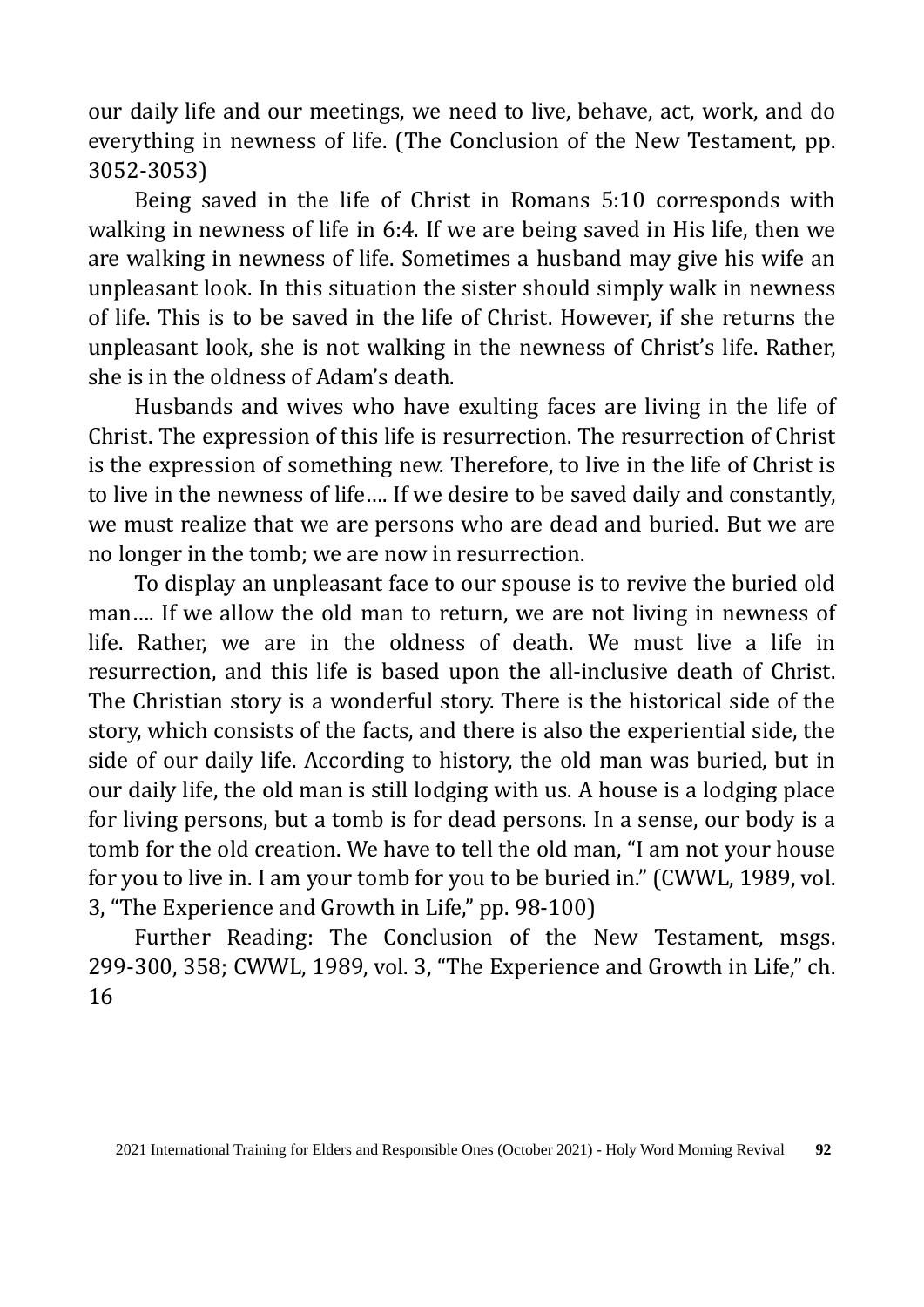our daily life and our meetings, we need to live, behave, act, work, and do everything in newness of life. (The Conclusion of the New Testament, pp. 3052-3053)

Being saved in the life of Christ in Romans 5:10 corresponds with walking in newness of life in 6:4. If we are being saved in His life, then we are walking in newness of life. Sometimes a husband may give his wife an unpleasant look. In this situation the sister should simply walk in newness of life. This is to be saved in the life of Christ. However, if she returns the unpleasant look, she is not walking in the newness of Christ's life. Rather, she is in the oldness of Adam's death.

Husbands and wives who have exulting faces are living in the life of Christ. The expression of this life is resurrection. The resurrection of Christ is the expression of something new. Therefore, to live in the life of Christ is to live in the newness of life…. If we desire to be saved daily and constantly, we must realize that we are persons who are dead and buried. But we are no longer in the tomb; we are now in resurrection.

To display an unpleasant face to our spouse is to revive the buried old man…. If we allow the old man to return, we are not living in newness of life. Rather, we are in the oldness of death. We must live a life in resurrection, and this life is based upon the all-inclusive death of Christ. The Christian story is a wonderful story. There is the historical side of the story, which consists of the facts, and there is also the experiential side, the side of our daily life. According to history, the old man was buried, but in our daily life, the old man is still lodging with us. A house is a lodging place for living persons, but a tomb is for dead persons. In a sense, our body is a tomb for the old creation. We have to tell the old man, "I am not your house for you to live in. I am your tomb for you to be buried in." (CWWL, 1989, vol. 3, "The Experience and Growth in Life," pp. 98-100)

Further Reading: The Conclusion of the New Testament, msgs. 299-300, 358; CWWL, 1989, vol. 3, "The Experience and Growth in Life," ch. 16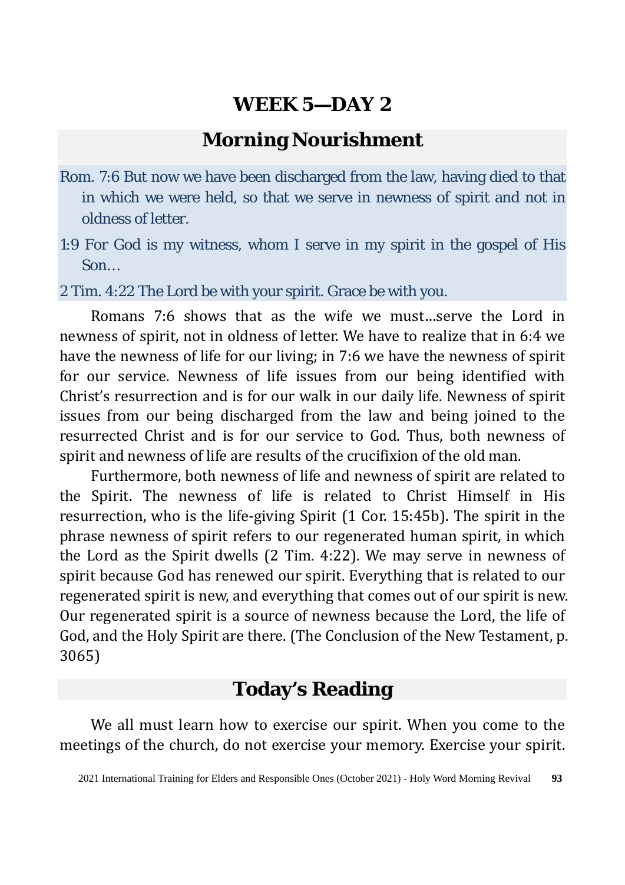# WEEK 5—DAY 2

## Morning Nourishment

Rom. 7:6 But now we have been discharged from the law, having died to that in which we were held, so that we serve in newness of spirit and not in oldness of letter.

1:9 For God is my witness, whom I serve in my spirit in the gospel of His Son…

2 Tim. 4:22 The Lord be with your spirit. Grace be with you.

Romans 7:6 shows that as the wife we must…serve the Lord in newness of spirit, not in oldness of letter. We have to realize that in 6:4 we have the newness of life for our living; in 7:6 we have the newness of spirit for our service. Newness of life issues from our being identified with Christ's resurrection and is for our walk in our daily life. Newness of spirit issues from our being discharged from the law and being joined to the resurrected Christ and is for our service to God. Thus, both newness of spirit and newness of life are results of the crucifixion of the old man.

Furthermore, both newness of life and newness of spirit are related to the Spirit. The newness of life is related to Christ Himself in His resurrection, who is the life-giving Spirit (1 Cor. 15:45b). The spirit in the phrase newness of spirit refers to our regenerated human spirit, in which the Lord as the Spirit dwells (2 Tim. 4:22). We may serve in newness of spirit because God has renewed our spirit. Everything that is related to our regenerated spirit is new, and everything that comes out of our spirit is new. Our regenerated spirit is a source of newness because the Lord, the life of God, and the Holy Spirit are there. (The Conclusion of the New Testament, p. 3065)

## Today's Reading

We all must learn how to exercise our spirit. When you come to the meetings of the church, do not exercise your memory. Exercise your spirit.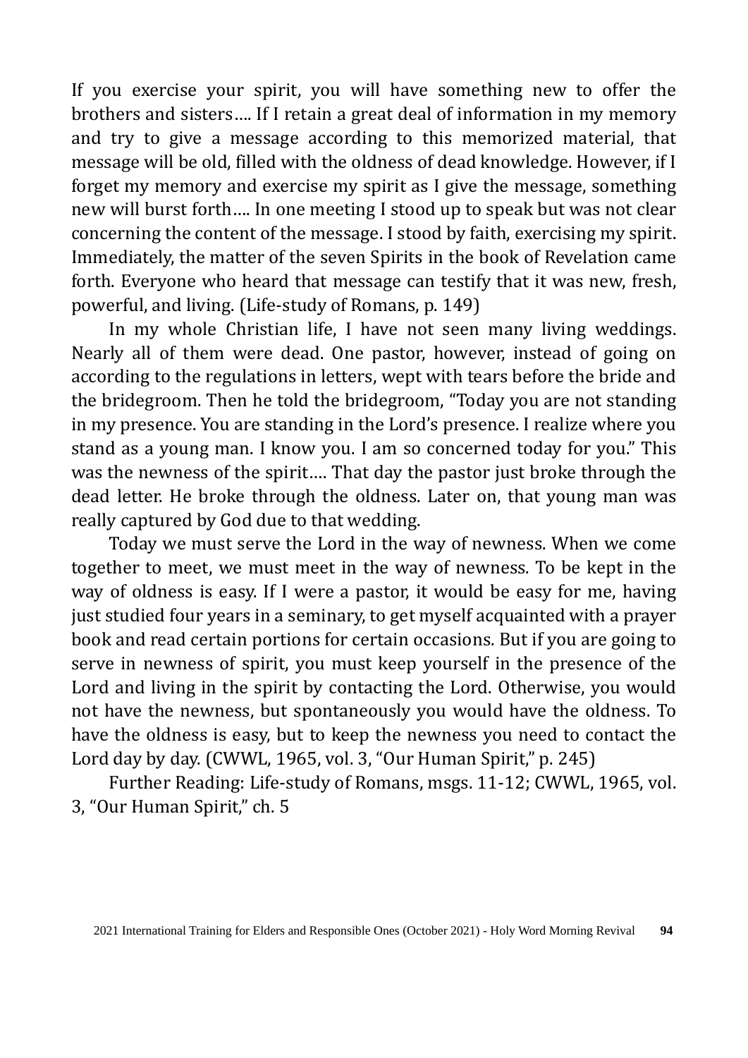If you exercise your spirit, you will have something new to offer the brothers and sisters…. If I retain a great deal of information in my memory and try to give a message according to this memorized material, that message will be old, filled with the oldness of dead knowledge. However, if I forget my memory and exercise my spirit as I give the message, something new will burst forth…. In one meeting I stood up to speak but was not clear concerning the content of the message. I stood by faith, exercising my spirit. Immediately, the matter of the seven Spirits in the book of Revelation came forth. Everyone who heard that message can testify that it was new, fresh, powerful, and living. (Life-study of Romans, p. 149)

In my whole Christian life, I have not seen many living weddings. Nearly all of them were dead. One pastor, however, instead of going on according to the regulations in letters, wept with tears before the bride and the bridegroom. Then he told the bridegroom, "Today you are not standing in my presence. You are standing in the Lord's presence. I realize where you stand as a young man. I know you. I am so concerned today for you." This was the newness of the spirit…. That day the pastor just broke through the dead letter. He broke through the oldness. Later on, that young man was really captured by God due to that wedding.

Today we must serve the Lord in the way of newness. When we come together to meet, we must meet in the way of newness. To be kept in the way of oldness is easy. If I were a pastor, it would be easy for me, having just studied four years in a seminary, to get myself acquainted with a prayer book and read certain portions for certain occasions. But if you are going to serve in newness of spirit, you must keep yourself in the presence of the Lord and living in the spirit by contacting the Lord. Otherwise, you would not have the newness, but spontaneously you would have the oldness. To have the oldness is easy, but to keep the newness you need to contact the Lord day by day. (CWWL, 1965, vol. 3, "Our Human Spirit," p. 245)

Further Reading: Life-study of Romans, msgs. 11-12; CWWL, 1965, vol. 3, "Our Human Spirit," ch. 5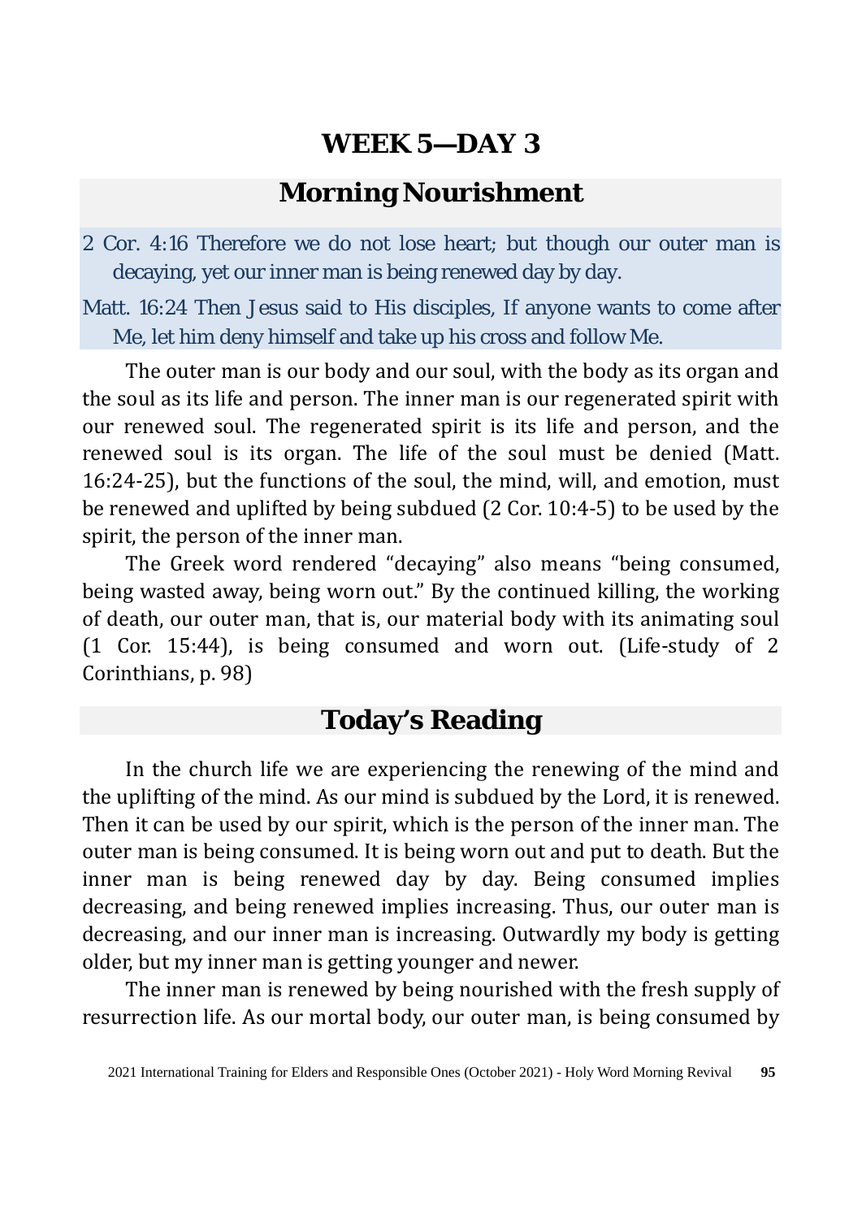# WEEK 5—DAY 3

## Morning Nourishment

2 Cor. 4:16 Therefore we do not lose heart; but though our outer man is decaying, yet our inner man is being renewed day by day.

Matt. 16:24 Then Jesus said to His disciples, If anyone wants to come after Me, let him deny himself and take up his cross and follow Me.

The outer man is our body and our soul, with the body as its organ and the soul as its life and person. The inner man is our regenerated spirit with our renewed soul. The regenerated spirit is its life and person, and the renewed soul is its organ. The life of the soul must be denied (Matt. 16:24-25), but the functions of the soul, the mind, will, and emotion, must be renewed and uplifted by being subdued (2 Cor. 10:4-5) to be used by the spirit, the person of the inner man.

The Greek word rendered "decaying" also means "being consumed, being wasted away, being worn out." By the continued killing, the working of death, our outer man, that is, our material body with its animating soul (1 Cor. 15:44), is being consumed and worn out. (Life-study of 2 Corinthians, p. 98)

## Today's Reading

In the church life we are experiencing the renewing of the mind and the uplifting of the mind. As our mind is subdued by the Lord, it is renewed. Then it can be used by our spirit, which is the person of the inner man. The outer man is being consumed. It is being worn out and put to death. But the inner man is being renewed day by day. Being consumed implies decreasing, and being renewed implies increasing. Thus, our outer man is decreasing, and our inner man is increasing. Outwardly my body is getting older, but my inner man is getting younger and newer.

The inner man is renewed by being nourished with the fresh supply of resurrection life. As our mortal body, our outer man, is being consumed by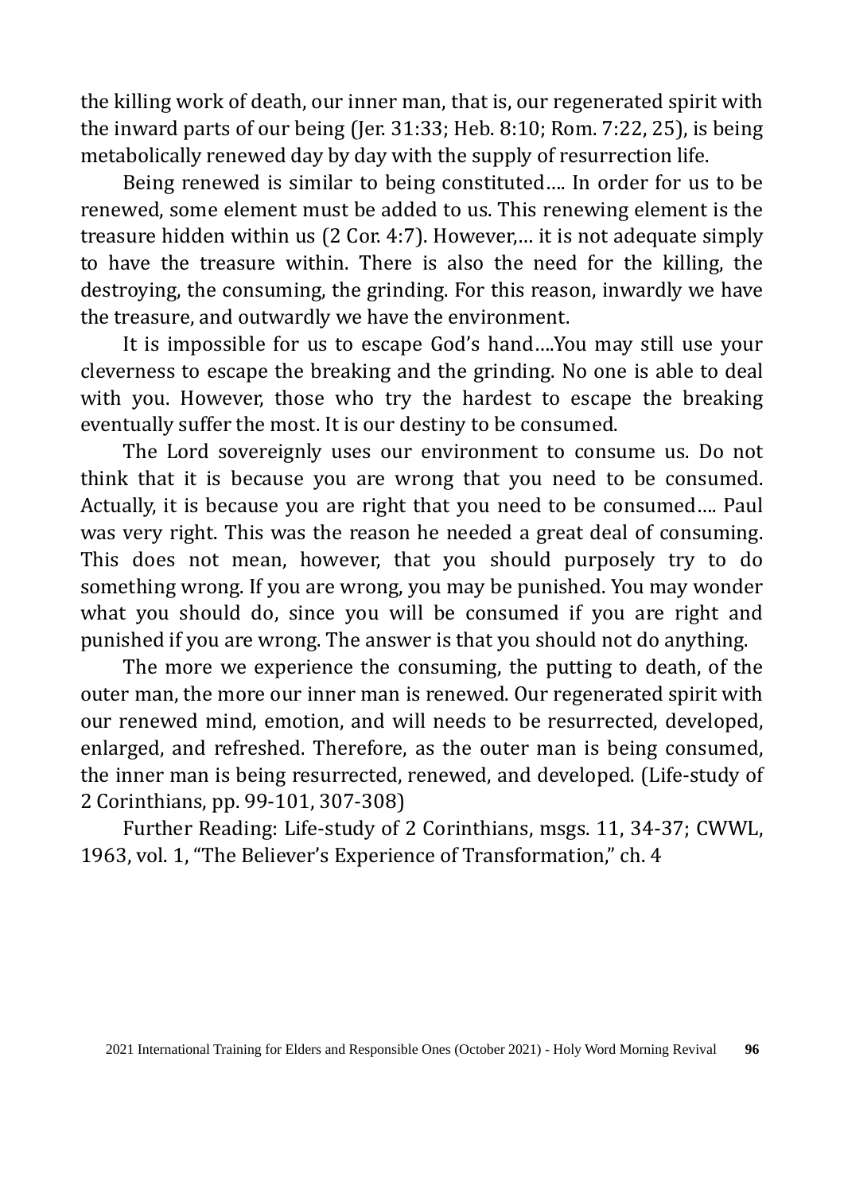the killing work of death, our inner man, that is, our regenerated spirit with the inward parts of our being (Jer. 31:33; Heb. 8:10; Rom. 7:22, 25), is being metabolically renewed day by day with the supply of resurrection life.

Being renewed is similar to being constituted…. In order for us to be renewed, some element must be added to us. This renewing element is the treasure hidden within us (2 Cor. 4:7). However,… it is not adequate simply to have the treasure within. There is also the need for the killing, the destroying, the consuming, the grinding. For this reason, inwardly we have the treasure, and outwardly we have the environment.

It is impossible for us to escape God's hand….You may still use your cleverness to escape the breaking and the grinding. No one is able to deal with you. However, those who try the hardest to escape the breaking eventually suffer the most. It is our destiny to be consumed.

The Lord sovereignly uses our environment to consume us. Do not think that it is because you are wrong that you need to be consumed. Actually, it is because you are right that you need to be consumed…. Paul was very right. This was the reason he needed a great deal of consuming. This does not mean, however, that you should purposely try to do something wrong. If you are wrong, you may be punished. You may wonder what you should do, since you will be consumed if you are right and punished if you are wrong. The answer is that you should not do anything.

The more we experience the consuming, the putting to death, of the outer man, the more our inner man is renewed. Our regenerated spirit with our renewed mind, emotion, and will needs to be resurrected, developed, enlarged, and refreshed. Therefore, as the outer man is being consumed, the inner man is being resurrected, renewed, and developed. (Life-study of 2 Corinthians, pp. 99-101, 307-308)

Further Reading: Life-study of 2 Corinthians, msgs. 11, 34-37; CWWL, 1963, vol. 1, "The Believer's Experience of Transformation," ch. 4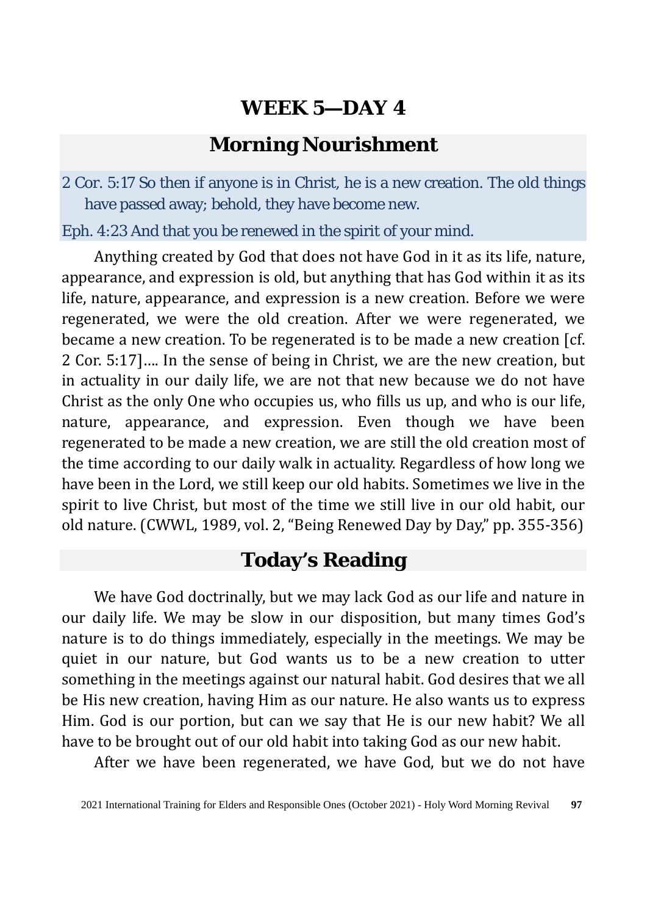# WEEK 5—DAY 4

## Morning Nourishment

2 Cor. 5:17 So then if anyone is in Christ, he is a new creation. The old things have passed away; behold, they have become new.

Eph. 4:23 And that you be renewed in the spirit of your mind.

Anything created by God that does not have God in it as its life, nature, appearance, and expression is old, but anything that has God within it as its life, nature, appearance, and expression is a new creation. Before we were regenerated, we were the old creation. After we were regenerated, we became a new creation. To be regenerated is to be made a new creation [cf. 2 Cor. 5:17].... In the sense of being in Christ, we are the new creation, but in actuality in our daily life, we are not that new because we do not have Christ as the only One who occupies us, who fills us up, and who is our life, nature, appearance, and expression. Even though we have been regenerated to be made a new creation, we are still the old creation most of the time according to our daily walk in actuality. Regardless of how long we have been in the Lord, we still keep our old habits. Sometimes we live in the spirit to live Christ, but most of the time we still live in our old habit, our old nature. (CWWL, 1989, vol. 2, "Being Renewed Day by Day," pp. 355-356)

## Today's Reading

We have God doctrinally, but we may lack God as our life and nature in our daily life. We may be slow in our disposition, but many times God's nature is to do things immediately, especially in the meetings. We may be quiet in our nature, but God wants us to be a new creation to utter something in the meetings against our natural habit. God desires that we all be His new creation, having Him as our nature. He also wants us to express Him. God is our portion, but can we say that He is our new habit? We all have to be brought out of our old habit into taking God as our new habit.

After we have been regenerated, we have God, but we do not have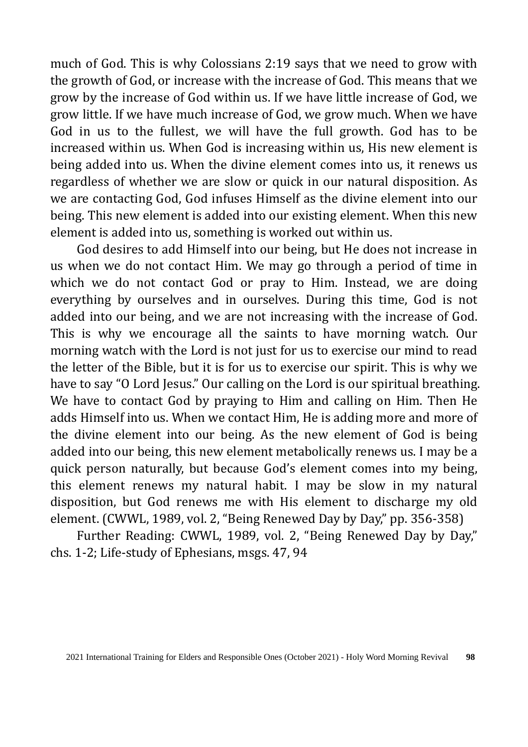much of God. This is why Colossians 2:19 says that we need to grow with the growth of God, or increase with the increase of God. This means that we grow by the increase of God within us. If we have little increase of God, we grow little. If we have much increase of God, we grow much. When we have God in us to the fullest, we will have the full growth. God has to be increased within us. When God is increasing within us, His new element is being added into us. When the divine element comes into us, it renews us regardless of whether we are slow or quick in our natural disposition. As we are contacting God, God infuses Himself as the divine element into our being. This new element is added into our existing element. When this new element is added into us, something is worked out within us.

God desires to add Himself into our being, but He does not increase in us when we do not contact Him. We may go through a period of time in which we do not contact God or pray to Him. Instead, we are doing everything by ourselves and in ourselves. During this time, God is not added into our being, and we are not increasing with the increase of God. This is why we encourage all the saints to have morning watch. Our morning watch with the Lord is not just for us to exercise our mind to read the letter of the Bible, but it is for us to exercise our spirit. This is why we have to say "O Lord Jesus." Our calling on the Lord is our spiritual breathing. We have to contact God by praying to Him and calling on Him. Then He adds Himself into us. When we contact Him, He is adding more and more of the divine element into our being. As the new element of God is being added into our being, this new element metabolically renews us. I may be a quick person naturally, but because God's element comes into my being, this element renews my natural habit. I may be slow in my natural disposition, but God renews me with His element to discharge my old element. (CWWL, 1989, vol. 2, "Being Renewed Day by Day," pp. 356-358)

Further Reading: CWWL, 1989, vol. 2, "Being Renewed Day by Day," chs. 1-2; Life-study of Ephesians, msgs. 47, 94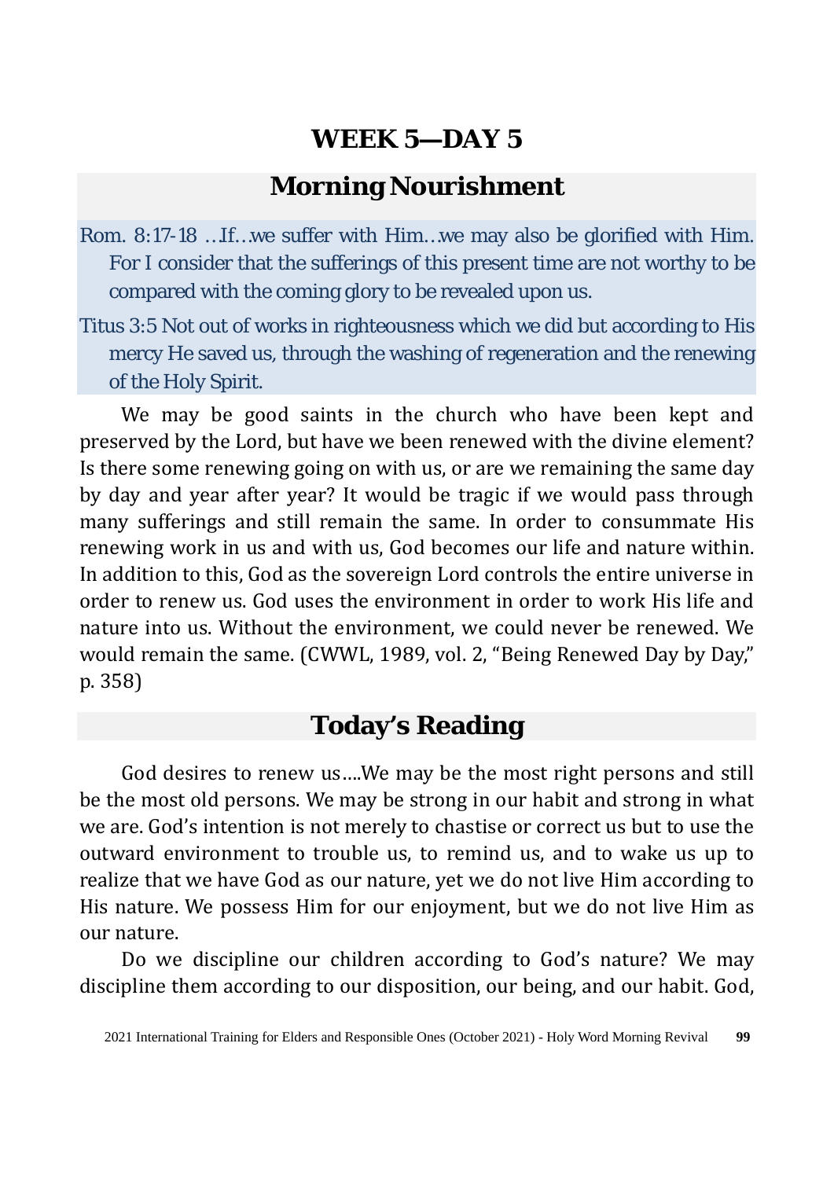# WEEK 5—DAY 5

## Morning Nourishment

Rom. 8:17-18 …If…we suffer with Him…we may also be glorified with Him. For I consider that the sufferings of this present time are not worthy to be compared with the coming glory to be revealed upon us.

Titus 3:5 Not out of works in righteousness which we did but according to His mercy He saved us, through the washing of regeneration and the renewing of the Holy Spirit.

We may be good saints in the church who have been kept and preserved by the Lord, but have we been renewed with the divine element? Is there some renewing going on with us, or are we remaining the same day by day and year after year? It would be tragic if we would pass through many sufferings and still remain the same. In order to consummate His renewing work in us and with us, God becomes our life and nature within. In addition to this, God as the sovereign Lord controls the entire universe in order to renew us. God uses the environment in order to work His life and nature into us. Without the environment, we could never be renewed. We would remain the same. (CWWL, 1989, vol. 2, “Being Renewed Day by Day,” p. 358)

## Today’s Reading

God desires to renew us….We may be the most right persons and still be the most old persons. We may be strong in our habit and strong in what we are. God’s intention is not merely to chastise or correct us but to use the outward environment to trouble us, to remind us, and to wake us up to realize that we have God as our nature, yet we do not live Him according to His nature. We possess Him for our enjoyment, but we do not live Him as our nature.

Do we discipline our children according to God’s nature? We may discipline them according to our disposition, our being, and our habit. God,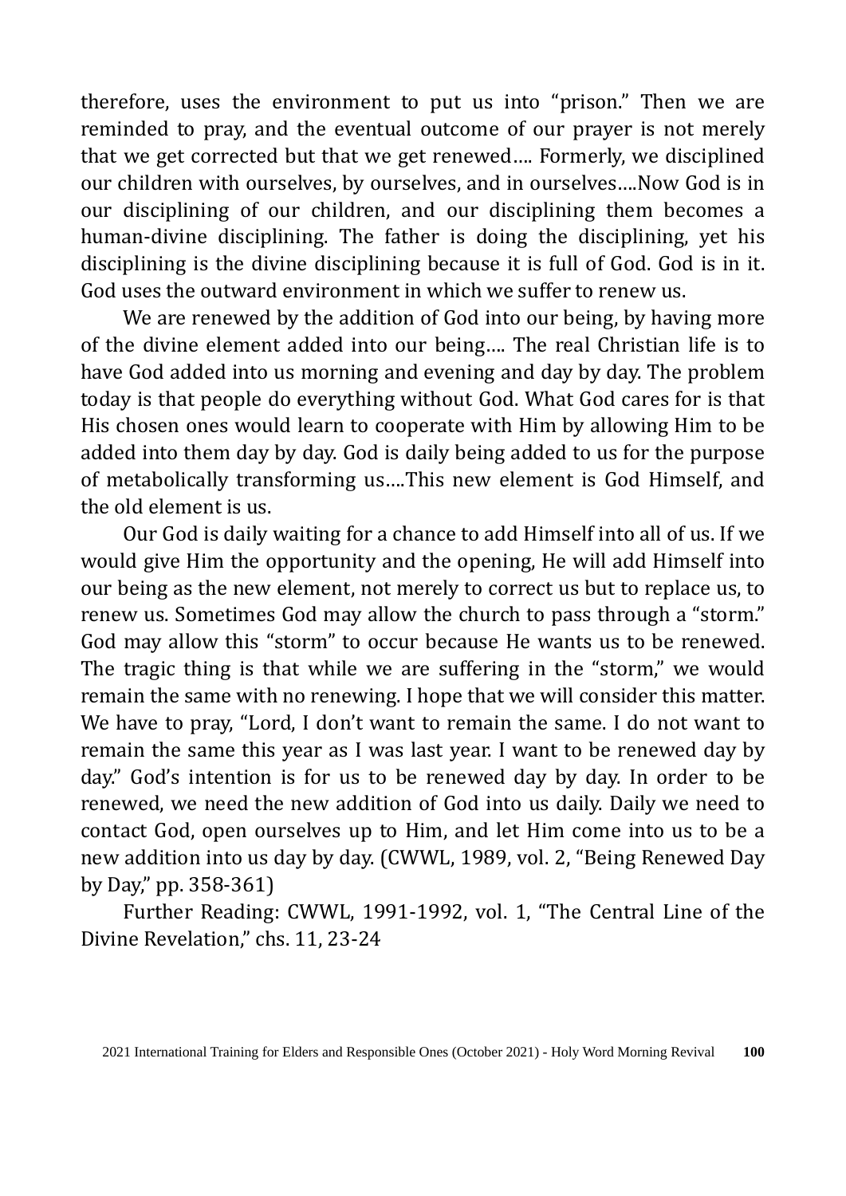therefore, uses the environment to put us into “prison.” Then we are reminded to pray, and the eventual outcome of our prayer is not merely that we get corrected but that we get renewed…. Formerly, we disciplined our children with ourselves, by ourselves, and in ourselves….Now God is in our disciplining of our children, and our disciplining them becomes a human-divine disciplining. The father is doing the disciplining, yet his disciplining is the divine disciplining because it is full of God. God is in it. God uses the outward environment in which we suffer to renew us.

We are renewed by the addition of God into our being, by having more of the divine element added into our being…. The real Christian life is to have God added into us morning and evening and day by day. The problem today is that people do everything without God. What God cares for is that His chosen ones would learn to cooperate with Him by allowing Him to be added into them day by day. God is daily being added to us for the purpose of metabolically transforming us….This new element is God Himself, and the old element is us.

Our God is daily waiting for a chance to add Himself into all of us. If we would give Him the opportunity and the opening, He will add Himself into our being as the new element, not merely to correct us but to replace us, to renew us. Sometimes God may allow the church to pass through a “storm.” God may allow this “storm” to occur because He wants us to be renewed. The tragic thing is that while we are suffering in the “storm,” we would remain the same with no renewing. I hope that we will consider this matter. We have to pray, “Lord, I don’t want to remain the same. I do not want to remain the same this year as I was last year. I want to be renewed day by day.” God’s intention is for us to be renewed day by day. In order to be renewed, we need the new addition of God into us daily. Daily we need to contact God, open ourselves up to Him, and let Him come into us to be a new addition into us day by day. (CWWL, 1989, vol. 2, “Being Renewed Day by Day,” pp. 358-361)

Further Reading: CWWL, 1991-1992, vol. 1, “The Central Line of the Divine Revelation,” chs. 11, 23-24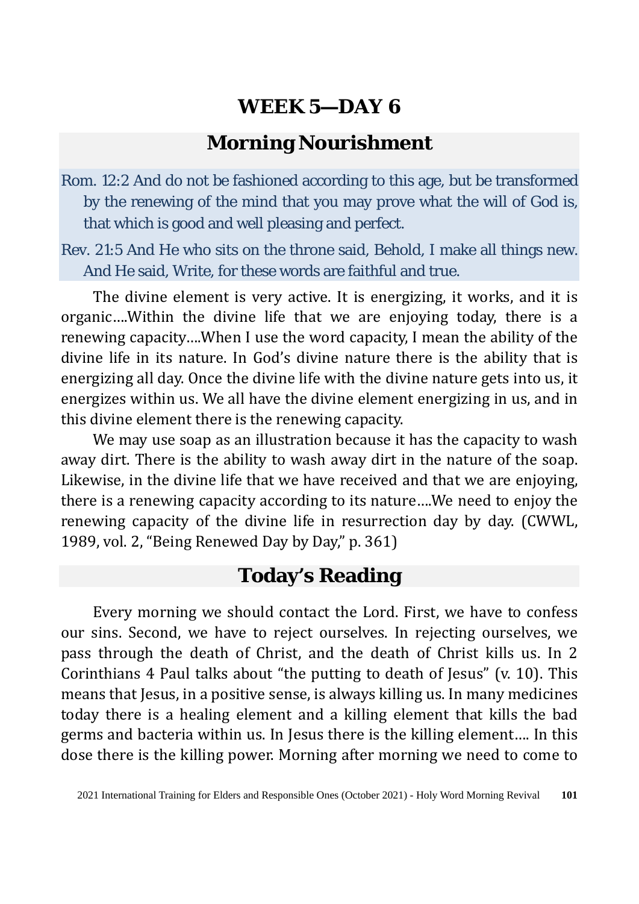# WEEK 5—DAY 6

## Morning Nourishment

Rom. 12:2 And do not be fashioned according to this age, but be transformed by the renewing of the mind that you may prove what the will of God is, that which is good and well pleasing and perfect.

Rev. 21:5 And He who sits on the throne said, Behold, I make all things new. And He said, Write, for these words are faithful and true.

The divine element is very active. It is energizing, it works, and it is organic....Within the divine life that we are enjoying today, there is a renewing capacity....When I use the word capacity, I mean the ability of the divine life in its nature. In God's divine nature there is the ability that is energizing all day. Once the divine life with the divine nature gets into us, it energizes within us. We all have the divine element energizing in us, and in this divine element there is the renewing capacity.

We may use soap as an illustration because it has the capacity to wash away dirt. There is the ability to wash away dirt in the nature of the soap. Likewise, in the divine life that we have received and that we are enjoying, there is a renewing capacity according to its nature....We need to enjoy the renewing capacity of the divine life in resurrection day by day. (CWWL, 1989, vol. 2, "Being Renewed Day by Day," p. 361)

## Today's Reading

Every morning we should contact the Lord. First, we have to confess our sins. Second, we have to reject ourselves. In rejecting ourselves, we pass through the death of Christ, and the death of Christ kills us. In 2 Corinthians 4 Paul talks about "the putting to death of Jesus" (v. 10). This means that Jesus, in a positive sense, is always killing us. In many medicines today there is a healing element and a killing element that kills the bad germs and bacteria within us. In Jesus there is the killing element.... In this dose there is the killing power. Morning after morning we need to come to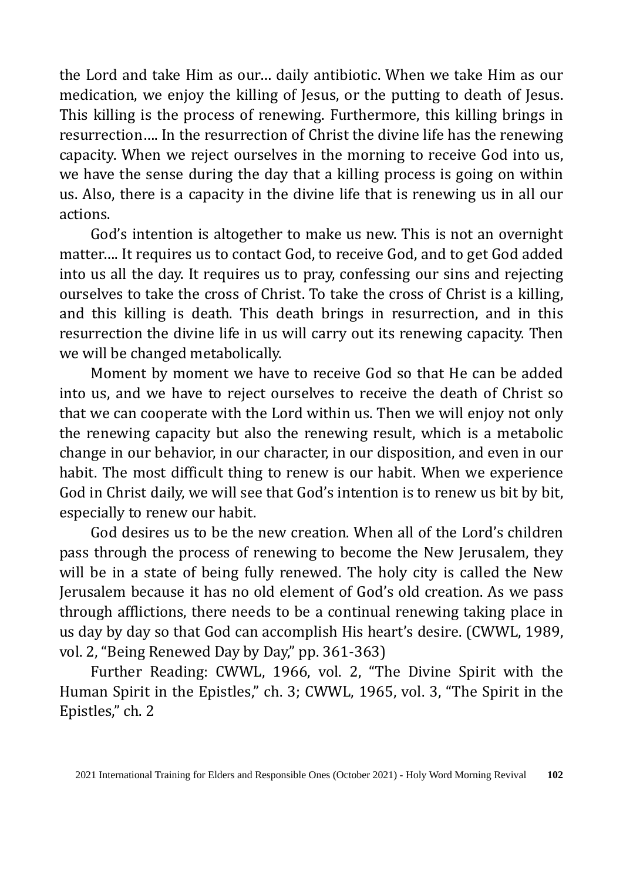the Lord and take Him as our… daily antibiotic. When we take Him as our medication, we enjoy the killing of Jesus, or the putting to death of Jesus. This killing is the process of renewing. Furthermore, this killing brings in resurrection…. In the resurrection of Christ the divine life has the renewing capacity. When we reject ourselves in the morning to receive God into us, we have the sense during the day that a killing process is going on within us. Also, there is a capacity in the divine life that is renewing us in all our actions.

God's intention is altogether to make us new. This is not an overnight matter…. It requires us to contact God, to receive God, and to get God added into us all the day. It requires us to pray, confessing our sins and rejecting ourselves to take the cross of Christ. To take the cross of Christ is a killing, and this killing is death. This death brings in resurrection, and in this resurrection the divine life in us will carry out its renewing capacity. Then we will be changed metabolically.

Moment by moment we have to receive God so that He can be added into us, and we have to reject ourselves to receive the death of Christ so that we can cooperate with the Lord within us. Then we will enjoy not only the renewing capacity but also the renewing result, which is a metabolic change in our behavior, in our character, in our disposition, and even in our habit. The most difficult thing to renew is our habit. When we experience God in Christ daily, we will see that God's intention is to renew us bit by bit, especially to renew our habit.

God desires us to be the new creation. When all of the Lord's children pass through the process of renewing to become the New Jerusalem, they will be in a state of being fully renewed. The holy city is called the New Jerusalem because it has no old element of God's old creation. As we pass through afflictions, there needs to be a continual renewing taking place in us day by day so that God can accomplish His heart's desire. (CWWL, 1989, vol. 2, "Being Renewed Day by Day," pp. 361-363)

Further Reading: CWWL, 1966, vol. 2, "The Divine Spirit with the Human Spirit in the Epistles," ch. 3; CWWL, 1965, vol. 3, "The Spirit in the Epistles," ch. 2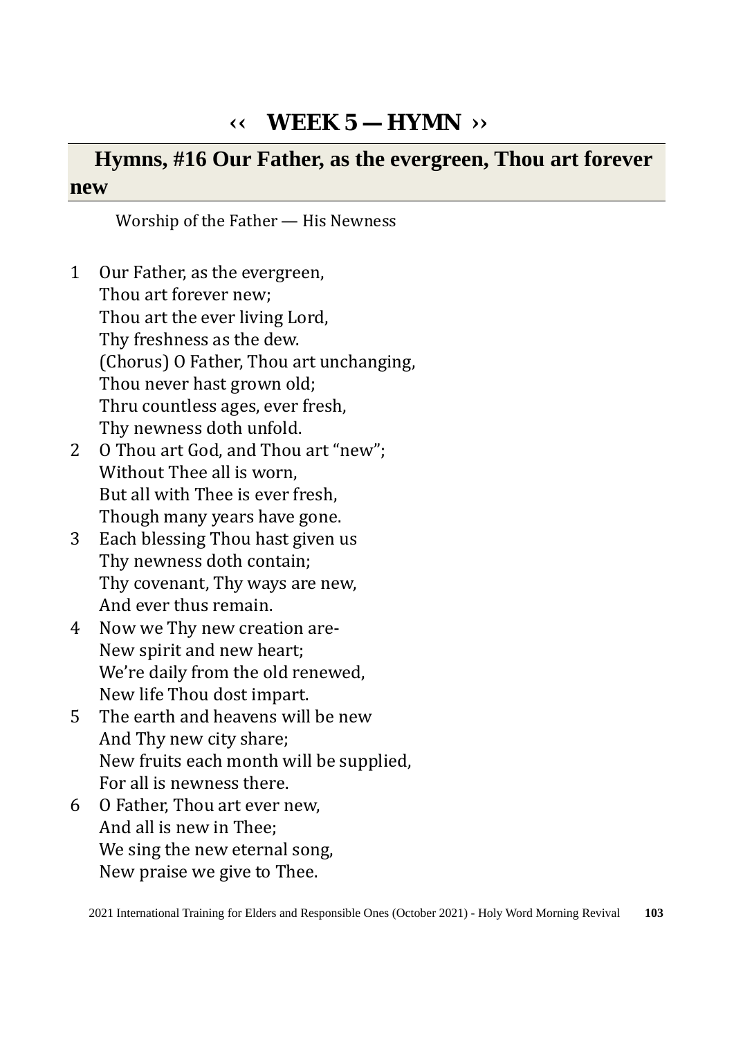# ‹‹ WEEK 5 — HYMN ››

## Hymns, #16 Our Father, as the evergreen, Thou art forever new

Worship of the Father — His Newness

1 Our Father, as the evergreen,
Thou art forever new;
Thou art the ever living Lord,
Thy freshness as the dew.
(Chorus) O Father, Thou art unchanging,
Thou never hast grown old;
Thru countless ages, ever fresh,
Thy newness doth unfold.

2 O Thou art God, and Thou art "new";
Without Thee all is worn,
But all with Thee is ever fresh,
Though many years have gone.

3 Each blessing Thou hast given us
Thy newness doth contain;
Thy covenant, Thy ways are new,
And ever thus remain.

4 Now we Thy new creation are-
New spirit and new heart;
We're daily from the old renewed,
New life Thou dost impart.

5 The earth and heavens will be new
And Thy new city share;
New fruits each month will be supplied,
For all is newness there.

6 O Father, Thou art ever new,
And all is new in Thee;
We sing the new eternal song,
New praise we give to Thee.